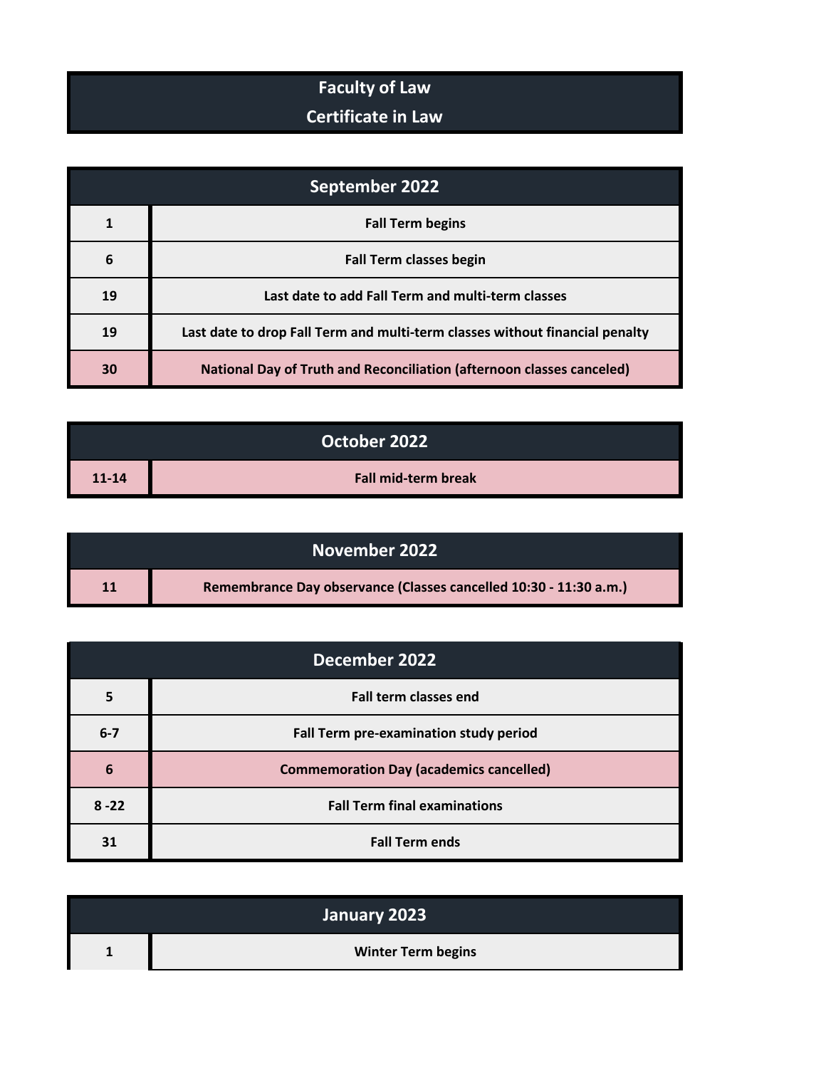# Faculty of Law

## Certificate in Law

| September 2022 | |
|---|---|
| 1 | Fall Term begins |
| 6 | Fall Term classes begin |
| 19 | Last date to add Fall Term and multi-term classes |
| 19 | Last date to drop Fall Term and multi-term classes without financial penalty |
| 30 | National Day of Truth and Reconciliation (afternoon classes canceled) |

| October 2022 | |
|---|---|
| 11-14 | Fall mid-term break |

| November 2022 | |
|---|---|
| 11 | Remembrance Day observance (Classes cancelled 10:30 - 11:30 a.m.) |

| December 2022 | |
|---|---|
| 5 | Fall term classes end |
| 6-7 | Fall Term pre-examination study period |
| 6 | Commemoration Day (academics cancelled) |
| 8 -22 | Fall Term final examinations |
| 31 | Fall Term ends |

| January 2023 | |
|---|---|
| 1 | Winter Term begins |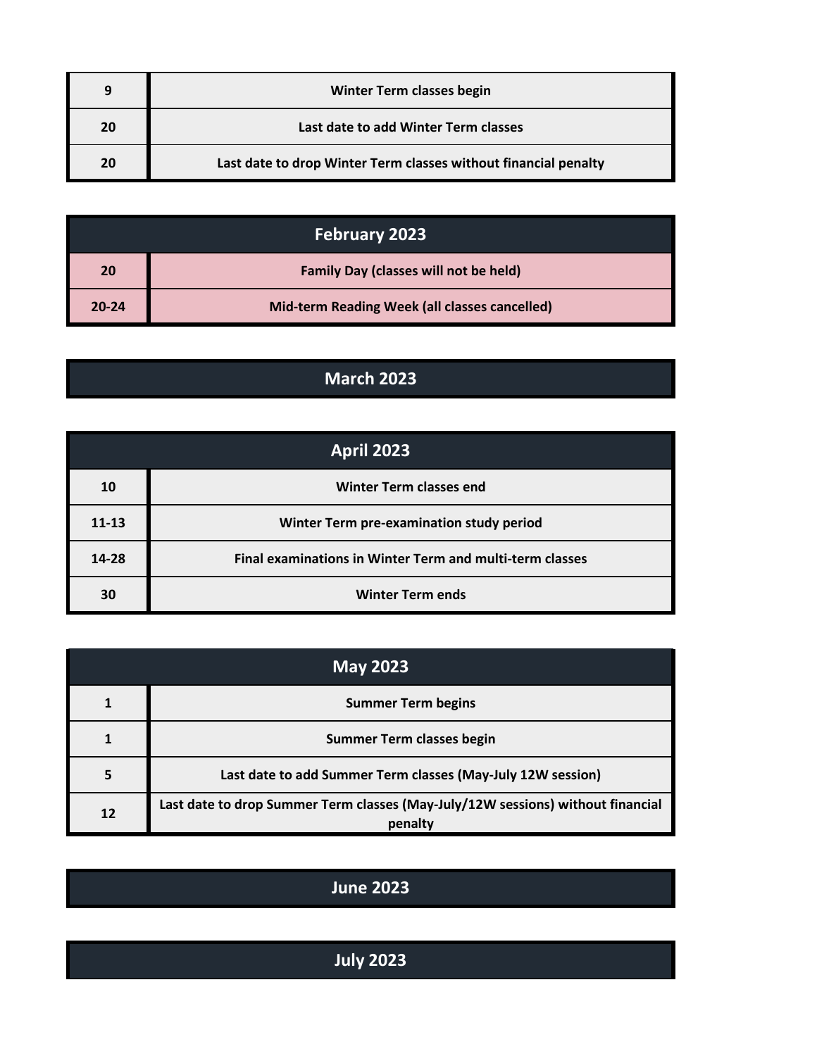| | |
|---|---|
| 9 | Winter Term classes begin |
| 20 | Last date to add Winter Term classes |
| 20 | Last date to drop Winter Term classes without financial penalty |

## February 2023

| | |
|---|---|
| 20 | Family Day (classes will not be held) |
| 20-24 | Mid-term Reading Week (all classes cancelled) |

## March 2023

## April 2023

| | |
|---|---|
| 10 | Winter Term classes end |
| 11-13 | Winter Term pre-examination study period |
| 14-28 | Final examinations in Winter Term and multi-term classes |
| 30 | Winter Term ends |

## May 2023

| | |
|---|---|
| 1 | Summer Term begins |
| 1 | Summer Term classes begin |
| 5 | Last date to add Summer Term classes (May-July 12W session) |
| 12 | Last date to drop Summer Term classes (May-July/12W sessions) without financial penalty |

## June 2023

## July 2023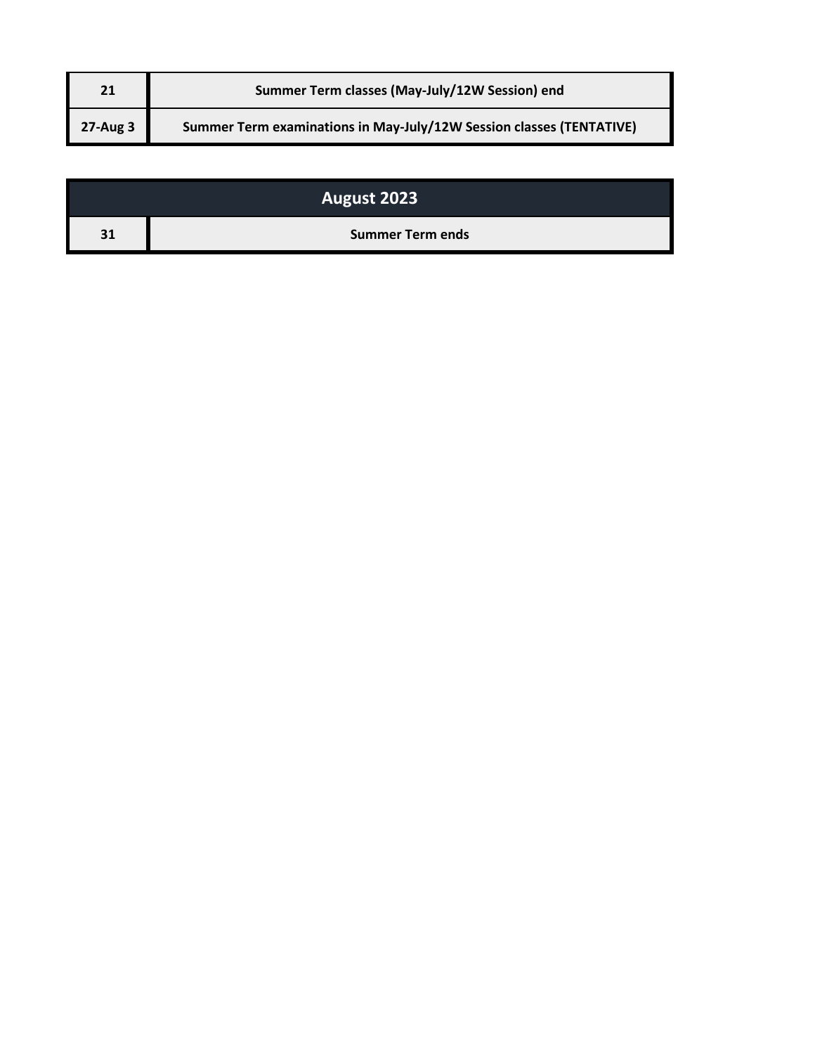| | |
|---|---|
| 21 | Summer Term classes (May-July/12W Session) end |
| 27-Aug 3 | Summer Term examinations in May-July/12W Session classes (TENTATIVE) |

| August 2023 | |
|---|---|
| 31 | Summer Term ends |